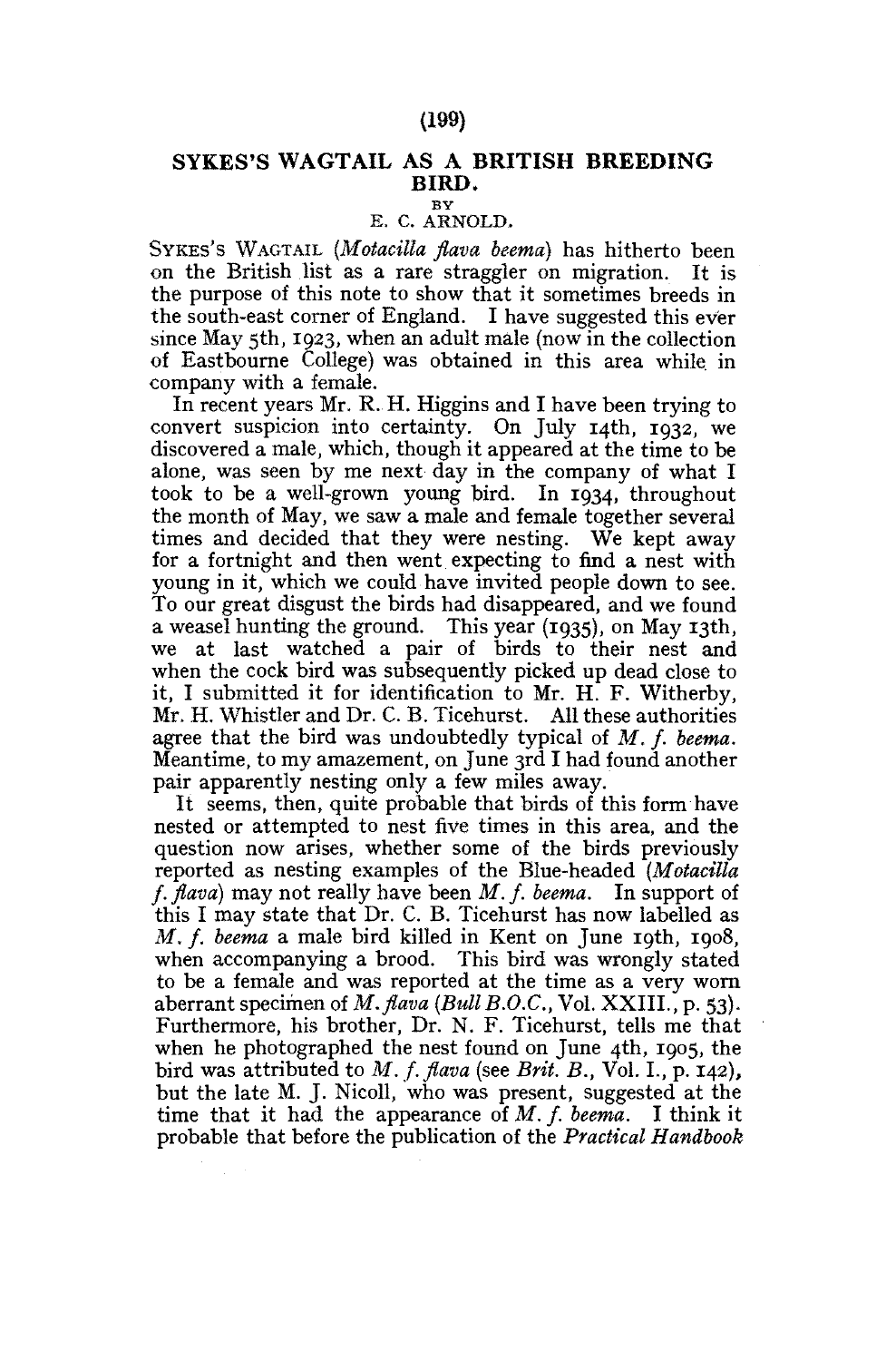# SYKES'S WAGTAIL AS A BRITISH BREEDING BIRD.

BY

E. C. ARNOLD.

SYKES'S WAGTAIL (*Motacilla flava beema*) has hitherto been on the British list as a rare straggler on migration. It is the purpose of this note to show that it sometimes breeds in the south-east corner of England. I have suggested this ever since May 5th, 1923, when an adult male (now in the collection of Eastbourne College) was obtained in this area while in company with a female.

In recent years Mr. R. H. Higgins and I have been trying to convert suspicion into certainty. On July 14th, 1932, we discovered a male, which, though it appeared at the time to be alone, was seen by me next day in the company of what I took to be a well-grown young bird. In 1934, throughout the month of May, we saw a male and female together several times and decided that they were nesting. We kept away for a fortnight and then went expecting to find a nest with young in it, which we could have invited people down to see. To our great disgust the birds had disappeared, and we found a weasel hunting the ground. This year (1935), on May 13th, we at last watched a pair of birds to their nest and when the cock bird was subsequently picked up dead close to it, I submitted it for identification to Mr. H. F. Witherby, Mr. H. Whistler and Dr. C. B. Ticehurst. All these authorities agree that the bird was undoubtedly typical of *M. f. beema*. Meantime, to my amazement, on June 3rd I had found another pair apparently nesting only a few miles away.

It seems, then, quite probable that birds of this form have nested or attempted to nest five times in this area, and the question now arises, whether some of the birds previously reported as nesting examples of the Blue-headed (*Motacilla f. flava*) may not really have been *M. f. beema*. In support of this I may state that Dr. C. B. Ticehurst has now labelled as *M. f. beema* a male bird killed in Kent on June 19th, 1908, when accompanying a brood. This bird was wrongly stated to be a female and was reported at the time as a very worn aberrant specimen of *M. flava* (*Bull B.O.C.*, Vol. XXIII., p. 53). Furthermore, his brother, Dr. N. F. Ticehurst, tells me that when he photographed the nest found on June 4th, 1905, the bird was attributed to *M. f. flava* (see *Brit. B.*, Vol. I., p. 142), but the late M. J. Nicoll, who was present, suggested at the time that it had the appearance of *M. f. beema*. I think it probable that before the publication of the *Practical Handbook*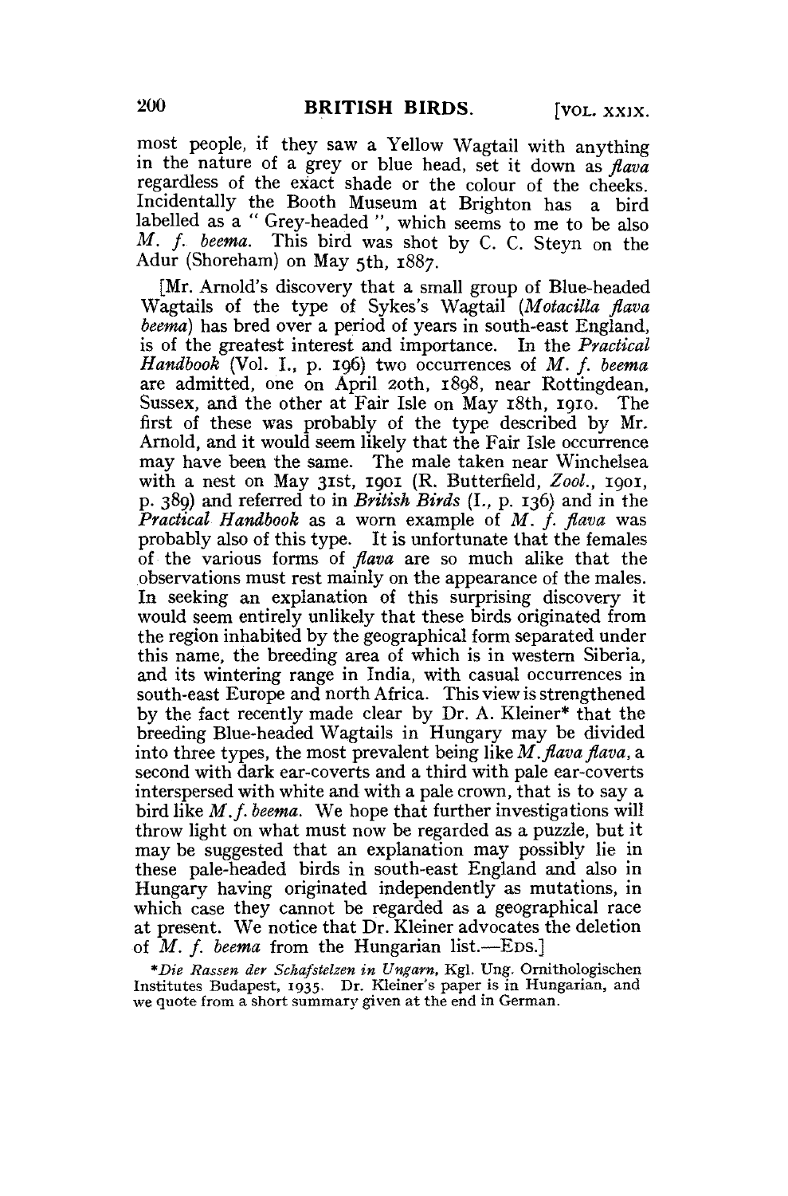most people, if they saw a Yellow Wagtail with anything in the nature of a grey or blue head, set it down as *flava* regardless of the exact shade or the colour of the cheeks. Incidentally the Booth Museum at Brighton has a bird labelled as a " Grey-headed ", which seems to me to be also *M. f. beema*. This bird was shot by C. C. Steyn on the Adur (Shoreham) on May 5th, 1887.

[Mr. Arnold's discovery that a small group of Blue-headed Wagtails of the type of Sykes's Wagtail (*Motacilla flava beema*) has bred over a period of years in south-east England, is of the greatest interest and importance. In the *Practical Handbook* (Vol. I., p. 196) two occurrences of *M. f. beema* are admitted, one on April 20th, 1898, near Rottingdean, Sussex, and the other at Fair Isle on May 18th, 1910. The first of these was probably of the type described by Mr. Arnold, and it would seem likely that the Fair Isle occurrence may have been the same. The male taken near Winchelsea with a nest on May 31st, 1901 (R. Butterfield, *Zool.*, 1901, p. 389) and referred to in *British Birds* (I., p. 136) and in the *Practical Handbook* as a worn example of *M. f. flava* was probably also of this type. It is unfortunate that the females of the various forms of *flava* are so much alike that the observations must rest mainly on the appearance of the males. In seeking an explanation of this surprising discovery it would seem entirely unlikely that these birds originated from the region inhabited by the geographical form separated under this name, the breeding area of which is in western Siberia, and its wintering range in India, with casual occurrences in south-east Europe and north Africa. This view is strengthened by the fact recently made clear by Dr. A. Kleiner* that the breeding Blue-headed Wagtails in Hungary may be divided into three types, the most prevalent being like *M. flava flava*, a second with dark ear-coverts and a third with pale ear-coverts interspersed with white and with a pale crown, that is to say a bird like *M. f. beema*. We hope that further investigations will throw light on what must now be regarded as a puzzle, but it may be suggested that an explanation may possibly lie in these pale-headed birds in south-east England and also in Hungary having originated independently as mutations, in which case they cannot be regarded as a geographical race at present. We notice that Dr. Kleiner advocates the deletion of *M. f. beema* from the Hungarian list.—EDS.]

**Die Rassen der Schafstelzen in Ungarn*, Kgl. Ung. Ornithologischen Institutes Budapest, 1935. Dr. Kleiner's paper is in Hungarian, and we quote from a short summary given at the end in German.